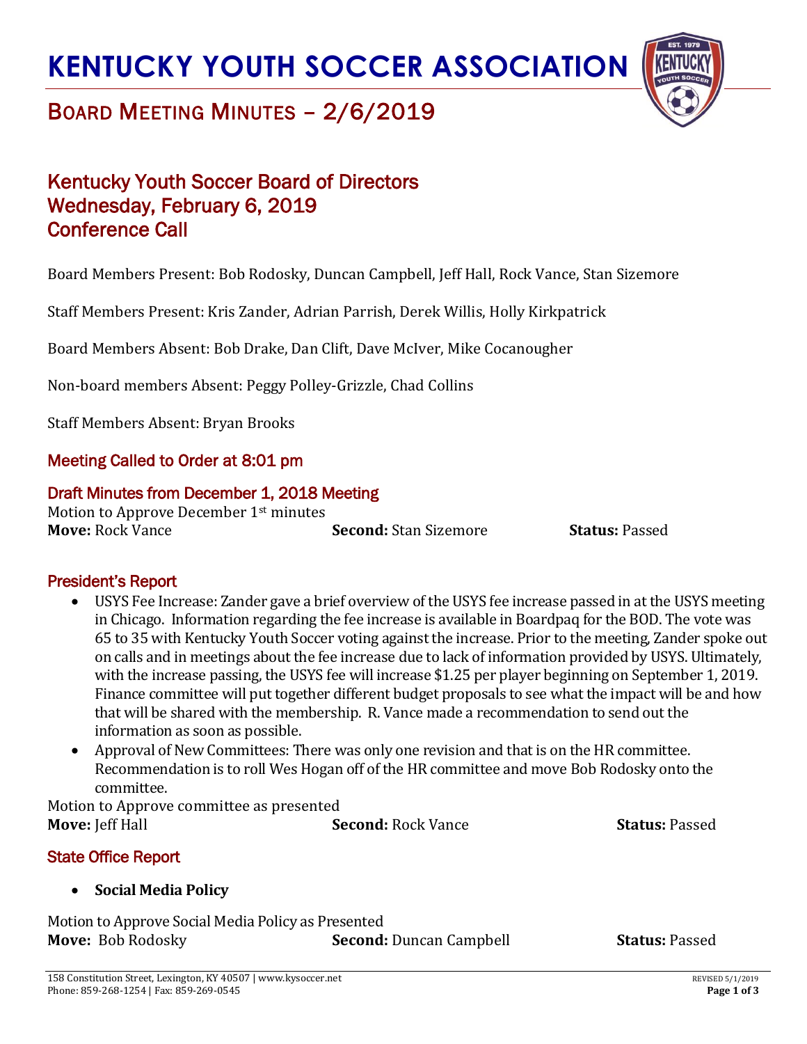# KENTUCKY YOUTH SOCCER ASSOCIATION

## BOARD MEETING MINUTES – 2/6/2019

## Kentucky Youth Soccer Board of Directors
## Wednesday, February 6, 2019
## Conference Call

Board Members Present: Bob Rodosky, Duncan Campbell, Jeff Hall, Rock Vance, Stan Sizemore

Staff Members Present: Kris Zander, Adrian Parrish, Derek Willis, Holly Kirkpatrick

Board Members Absent: Bob Drake, Dan Clift, Dave McIver, Mike Cocanougher

Non-board members Absent: Peggy Polley-Grizzle, Chad Collins

Staff Members Absent: Bryan Brooks

### Meeting Called to Order at 8:01 pm

### Draft Minutes from December 1, 2018 Meeting

Motion to Approve December 1st minutes

**Move:** Rock Vance **Second:** Stan Sizemore **Status:** Passed

### President's Report

- USYS Fee Increase: Zander gave a brief overview of the USYS fee increase passed in at the USYS meeting in Chicago. Information regarding the fee increase is available in Boardpaq for the BOD. The vote was 65 to 35 with Kentucky Youth Soccer voting against the increase. Prior to the meeting, Zander spoke out on calls and in meetings about the fee increase due to lack of information provided by USYS. Ultimately, with the increase passing, the USYS fee will increase $1.25 per player beginning on September 1, 2019. Finance committee will put together different budget proposals to see what the impact will be and how that will be shared with the membership. R. Vance made a recommendation to send out the information as soon as possible.
- Approval of New Committees: There was only one revision and that is on the HR committee. Recommendation is to roll Wes Hogan off of the HR committee and move Bob Rodosky onto the committee.

Motion to Approve committee as presented

**Move:** Jeff Hall **Second:** Rock Vance **Status:** Passed

### State Office Report

- **Social Media Policy**

Motion to Approve Social Media Policy as Presented

**Move:** Bob Rodosky **Second:** Duncan Campbell **Status:** Passed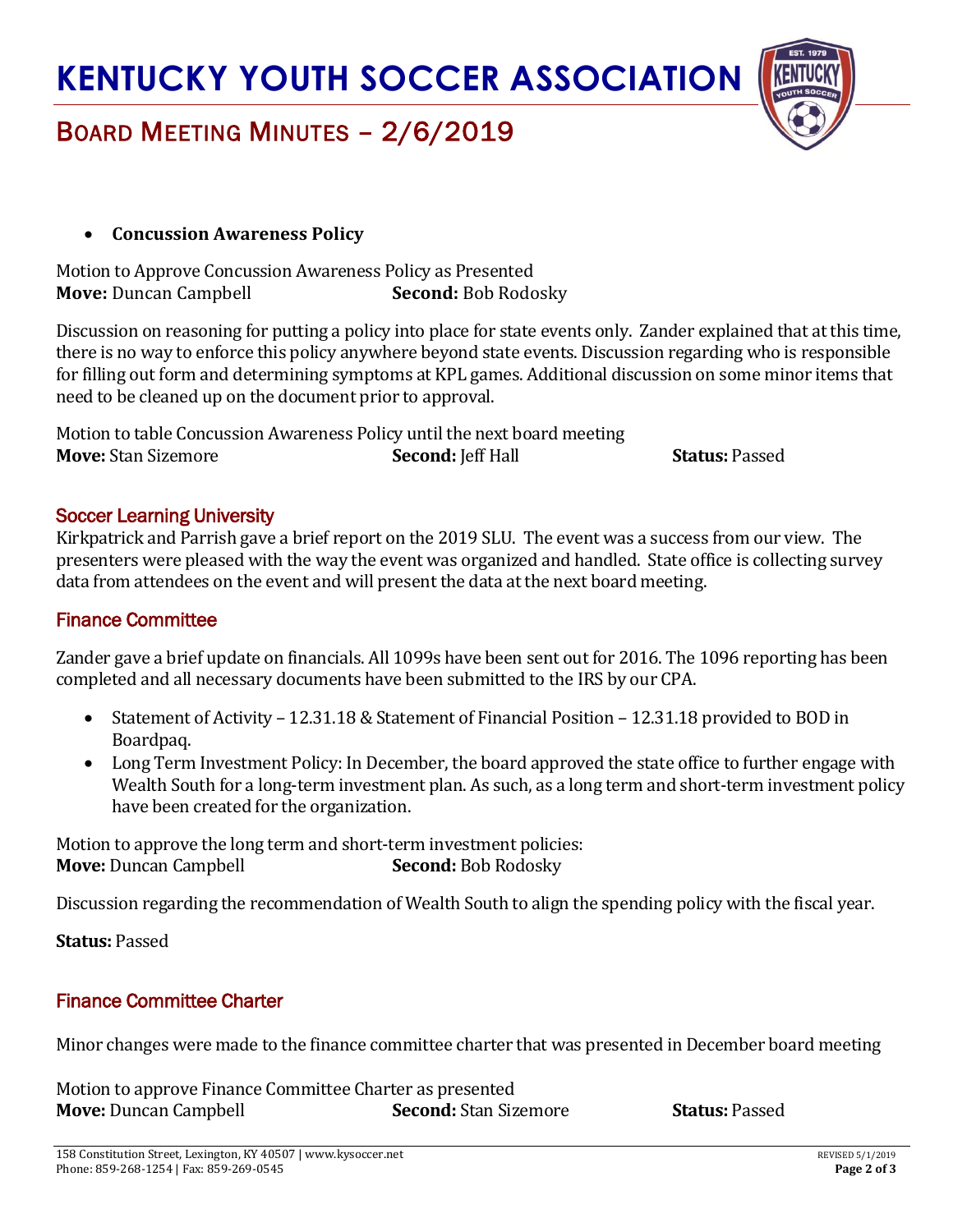- **Concussion Awareness Policy**

Motion to Approve Concussion Awareness Policy as Presented
**Move:** Duncan Campbell **Second:** Bob Rodosky

Discussion on reasoning for putting a policy into place for state events only. Zander explained that at this time, there is no way to enforce this policy anywhere beyond state events. Discussion regarding who is responsible for filling out form and determining symptoms at KPL games. Additional discussion on some minor items that need to be cleaned up on the document prior to approval.

Motion to table Concussion Awareness Policy until the next board meeting
**Move:** Stan Sizemore **Second:** Jeff Hall **Status:** Passed

## Soccer Learning University

Kirkpatrick and Parrish gave a brief report on the 2019 SLU. The event was a success from our view. The presenters were pleased with the way the event was organized and handled. State office is collecting survey data from attendees on the event and will present the data at the next board meeting.

## Finance Committee

Zander gave a brief update on financials. All 1099s have been sent out for 2016. The 1096 reporting has been completed and all necessary documents have been submitted to the IRS by our CPA.

- Statement of Activity – 12.31.18 & Statement of Financial Position – 12.31.18 provided to BOD in Boardpaq.
- Long Term Investment Policy: In December, the board approved the state office to further engage with Wealth South for a long-term investment plan. As such, as a long term and short-term investment policy have been created for the organization.

Motion to approve the long term and short-term investment policies:
**Move:** Duncan Campbell **Second:** Bob Rodosky

Discussion regarding the recommendation of Wealth South to align the spending policy with the fiscal year.

**Status:** Passed

## Finance Committee Charter

Minor changes were made to the finance committee charter that was presented in December board meeting

Motion to approve Finance Committee Charter as presented
**Move:** Duncan Campbell **Second:** Stan Sizemore **Status:** Passed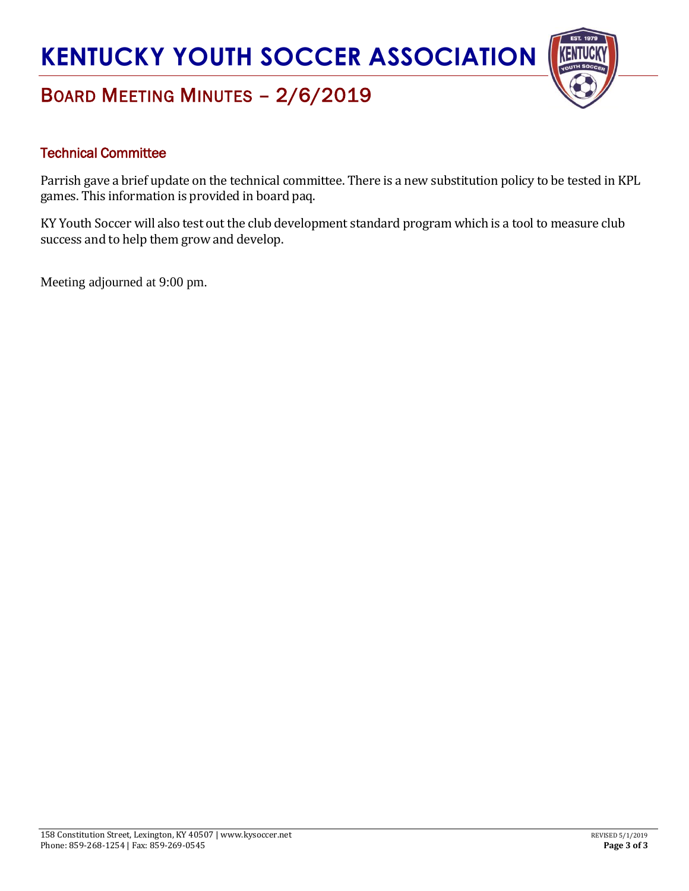## Technical Committee

Parrish gave a brief update on the technical committee. There is a new substitution policy to be tested in KPL games. This information is provided in board paq.

KY Youth Soccer will also test out the club development standard program which is a tool to measure club success and to help them grow and develop.

Meeting adjourned at 9:00 pm.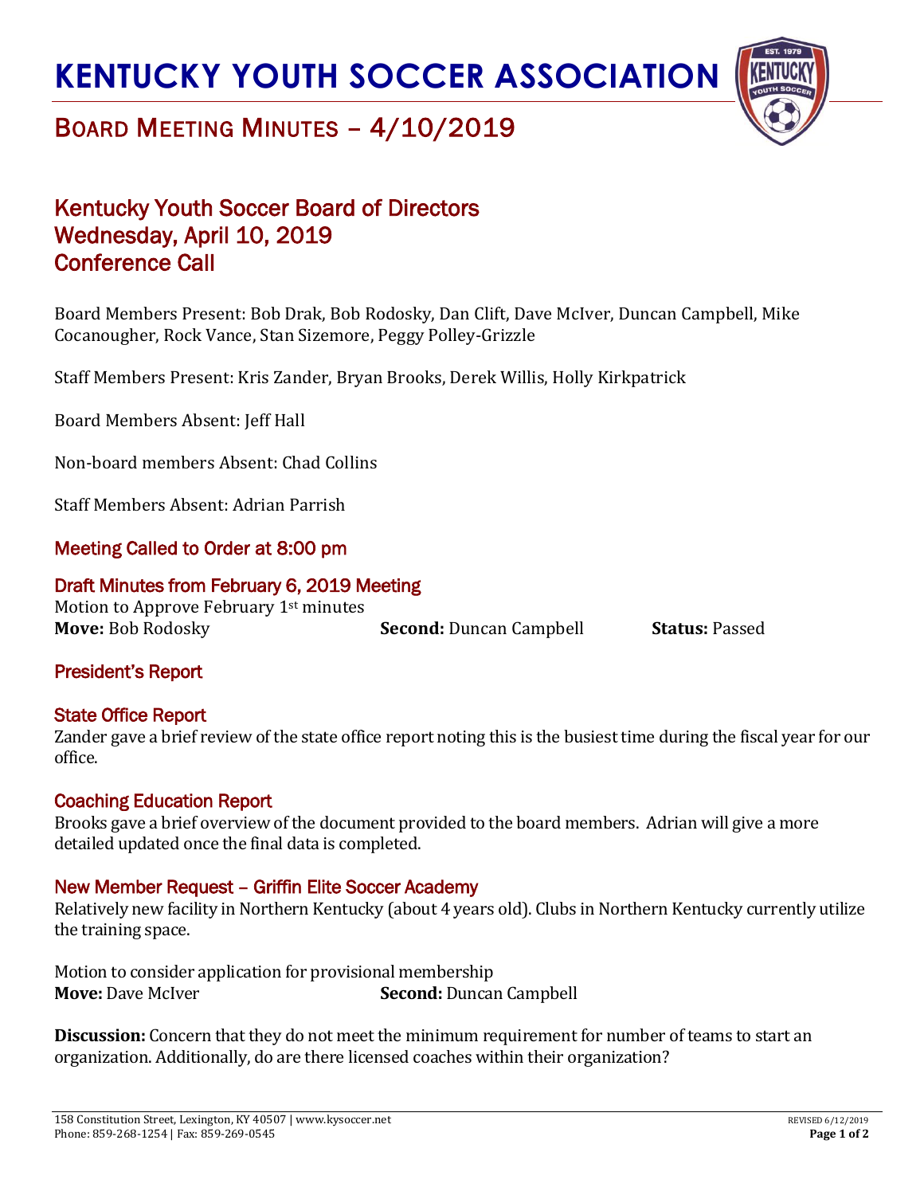# KENTUCKY YOUTH SOCCER ASSOCIATION

## BOARD MEETING MINUTES – 4/10/2019

### Kentucky Youth Soccer Board of Directors
### Wednesday, April 10, 2019
### Conference Call

Board Members Present: Bob Drak, Bob Rodosky, Dan Clift, Dave McIver, Duncan Campbell, Mike Cocanougher, Rock Vance, Stan Sizemore, Peggy Polley-Grizzle

Staff Members Present: Kris Zander, Bryan Brooks, Derek Willis, Holly Kirkpatrick

Board Members Absent: Jeff Hall

Non-board members Absent: Chad Collins

Staff Members Absent: Adrian Parrish

### Meeting Called to Order at 8:00 pm

### Draft Minutes from February 6, 2019 Meeting

Motion to Approve February 1st minutes
**Move:** Bob Rodosky **Second:** Duncan Campbell **Status:** Passed

### President's Report

### State Office Report

Zander gave a brief review of the state office report noting this is the busiest time during the fiscal year for our office.

### Coaching Education Report

Brooks gave a brief overview of the document provided to the board members. Adrian will give a more detailed updated once the final data is completed.

### New Member Request – Griffin Elite Soccer Academy

Relatively new facility in Northern Kentucky (about 4 years old). Clubs in Northern Kentucky currently utilize the training space.

Motion to consider application for provisional membership
**Move:** Dave McIver **Second:** Duncan Campbell

**Discussion:** Concern that they do not meet the minimum requirement for number of teams to start an organization. Additionally, do are there licensed coaches within their organization?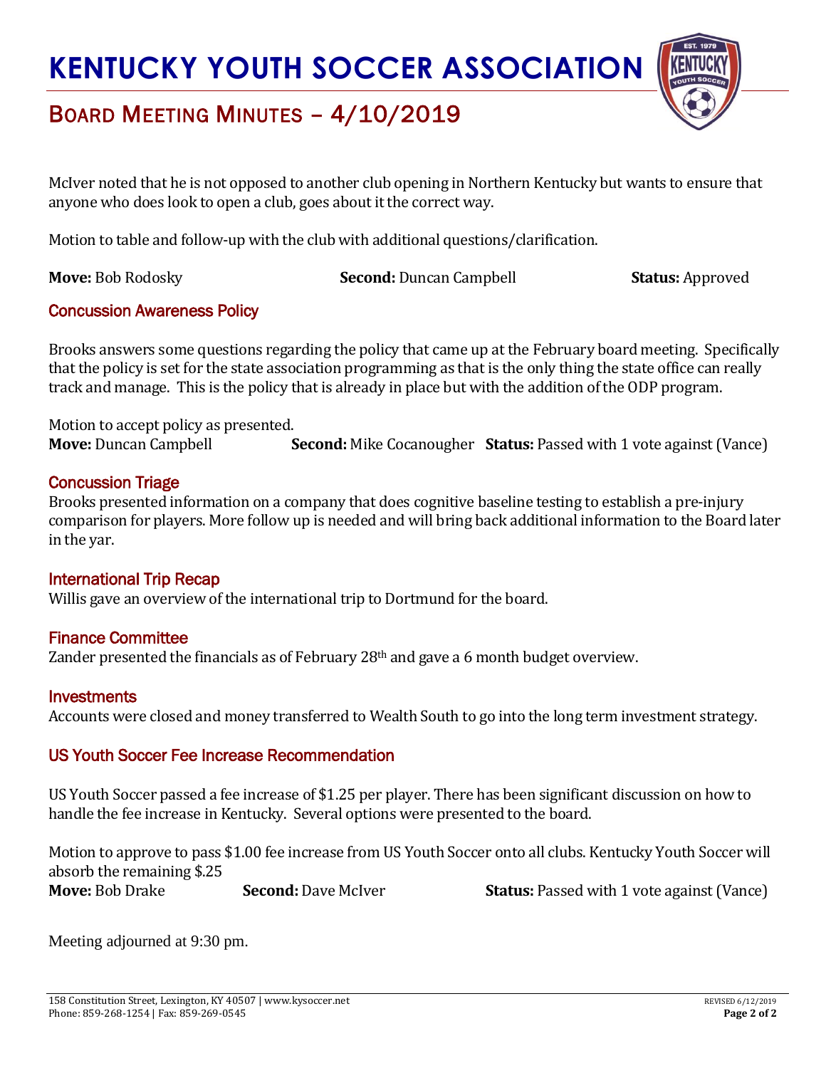McIver noted that he is not opposed to another club opening in Northern Kentucky but wants to ensure that anyone who does look to open a club, goes about it the correct way.

Motion to table and follow-up with the club with additional questions/clarification.

**Move:** Bob Rodosky **Second:** Duncan Campbell **Status:** Approved

### Concussion Awareness Policy

Brooks answers some questions regarding the policy that came up at the February board meeting. Specifically that the policy is set for the state association programming as that is the only thing the state office can really track and manage. This is the policy that is already in place but with the addition of the ODP program.

Motion to accept policy as presented.
**Move:** Duncan Campbell **Second:** Mike Cocanougher **Status:** Passed with 1 vote against (Vance)

### Concussion Triage

Brooks presented information on a company that does cognitive baseline testing to establish a pre-injury comparison for players. More follow up is needed and will bring back additional information to the Board later in the yar.

### International Trip Recap

Willis gave an overview of the international trip to Dortmund for the board.

### Finance Committee

Zander presented the financials as of February 28th and gave a 6 month budget overview.

### Investments

Accounts were closed and money transferred to Wealth South to go into the long term investment strategy.

### US Youth Soccer Fee Increase Recommendation

US Youth Soccer passed a fee increase of $1.25 per player. There has been significant discussion on how to handle the fee increase in Kentucky. Several options were presented to the board.

Motion to approve to pass $1.00 fee increase from US Youth Soccer onto all clubs. Kentucky Youth Soccer will absorb the remaining $.25
**Move:** Bob Drake **Second:** Dave McIver **Status:** Passed with 1 vote against (Vance)

Meeting adjourned at 9:30 pm.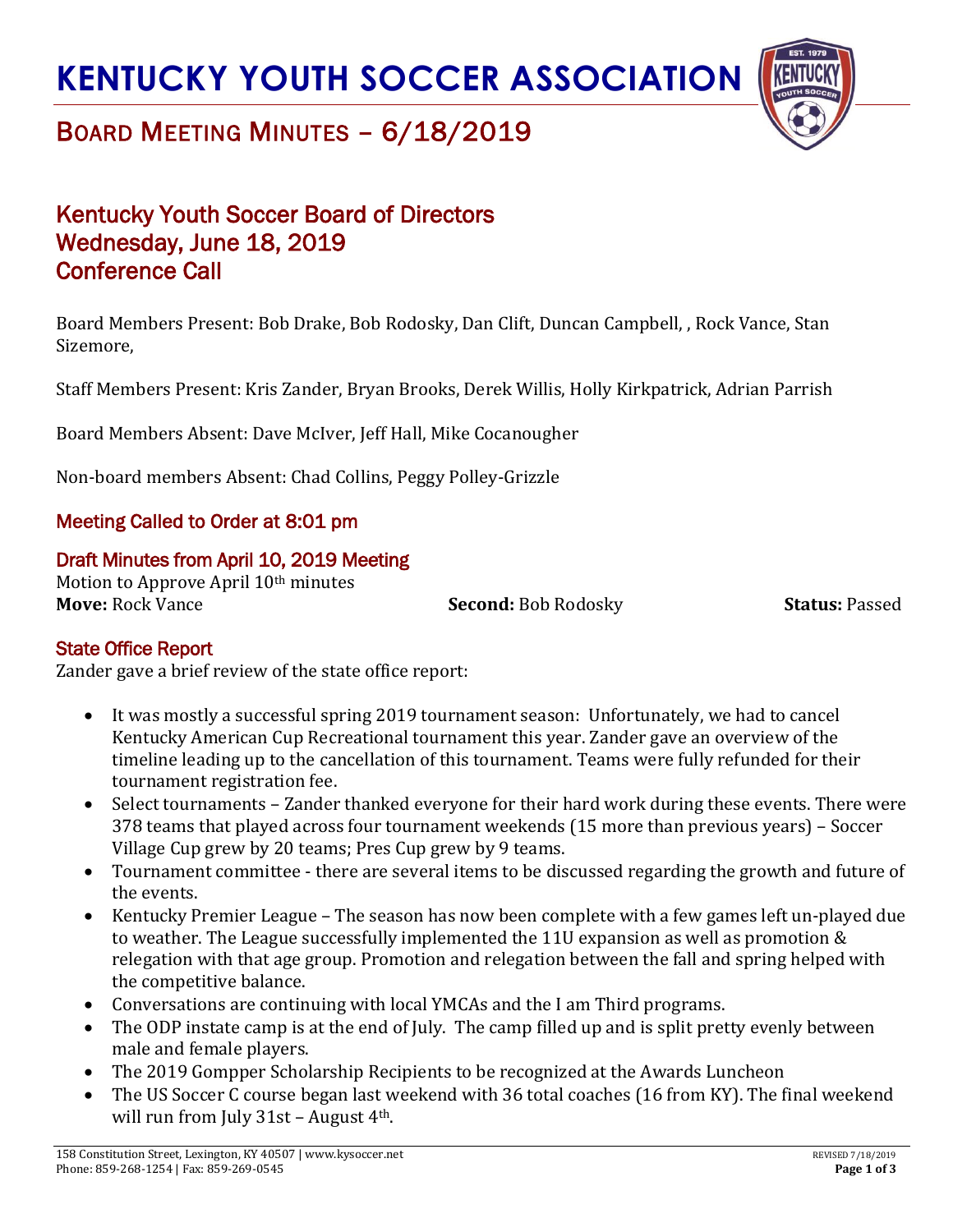# KENTUCKY YOUTH SOCCER ASSOCIATION

## BOARD MEETING MINUTES – 6/18/2019

## Kentucky Youth Soccer Board of Directors
## Wednesday, June 18, 2019
## Conference Call

Board Members Present: Bob Drake, Bob Rodosky, Dan Clift, Duncan Campbell, , Rock Vance, Stan Sizemore,

Staff Members Present: Kris Zander, Bryan Brooks, Derek Willis, Holly Kirkpatrick, Adrian Parrish

Board Members Absent: Dave McIver, Jeff Hall, Mike Cocanougher

Non-board members Absent: Chad Collins, Peggy Polley-Grizzle

### Meeting Called to Order at 8:01 pm

### Draft Minutes from April 10, 2019 Meeting

Motion to Approve April 10th minutes

**Move:** Rock Vance **Second:** Bob Rodosky **Status:** Passed

### State Office Report

Zander gave a brief review of the state office report:

- It was mostly a successful spring 2019 tournament season: Unfortunately, we had to cancel Kentucky American Cup Recreational tournament this year. Zander gave an overview of the timeline leading up to the cancellation of this tournament. Teams were fully refunded for their tournament registration fee.
- Select tournaments – Zander thanked everyone for their hard work during these events. There were 378 teams that played across four tournament weekends (15 more than previous years) – Soccer Village Cup grew by 20 teams; Pres Cup grew by 9 teams.
- Tournament committee - there are several items to be discussed regarding the growth and future of the events.
- Kentucky Premier League – The season has now been complete with a few games left un-played due to weather. The League successfully implemented the 11U expansion as well as promotion & relegation with that age group. Promotion and relegation between the fall and spring helped with the competitive balance.
- Conversations are continuing with local YMCAs and the I am Third programs.
- The ODP instate camp is at the end of July. The camp filled up and is split pretty evenly between male and female players.
- The 2019 Gompper Scholarship Recipients to be recognized at the Awards Luncheon
- The US Soccer C course began last weekend with 36 total coaches (16 from KY). The final weekend will run from July 31st – August 4th.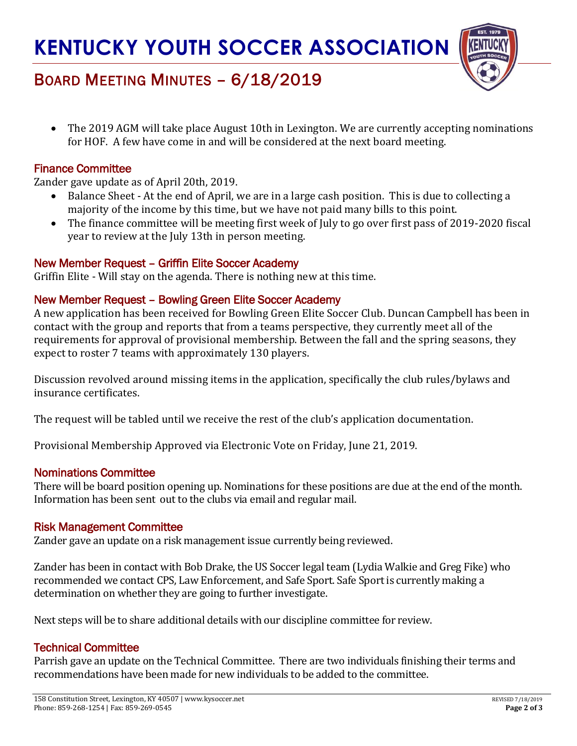- The 2019 AGM will take place August 10th in Lexington. We are currently accepting nominations for HOF. A few have come in and will be considered at the next board meeting.

## Finance Committee

Zander gave update as of April 20th, 2019.

- Balance Sheet - At the end of April, we are in a large cash position. This is due to collecting a majority of the income by this time, but we have not paid many bills to this point.
- The finance committee will be meeting first week of July to go over first pass of 2019-2020 fiscal year to review at the July 13th in person meeting.

## New Member Request – Griffin Elite Soccer Academy

Griffin Elite - Will stay on the agenda. There is nothing new at this time.

## New Member Request – Bowling Green Elite Soccer Academy

A new application has been received for Bowling Green Elite Soccer Club. Duncan Campbell has been in contact with the group and reports that from a teams perspective, they currently meet all of the requirements for approval of provisional membership. Between the fall and the spring seasons, they expect to roster 7 teams with approximately 130 players.

Discussion revolved around missing items in the application, specifically the club rules/bylaws and insurance certificates.

The request will be tabled until we receive the rest of the club's application documentation.

Provisional Membership Approved via Electronic Vote on Friday, June 21, 2019.

## Nominations Committee

There will be board position opening up. Nominations for these positions are due at the end of the month. Information has been sent out to the clubs via email and regular mail.

## Risk Management Committee

Zander gave an update on a risk management issue currently being reviewed.

Zander has been in contact with Bob Drake, the US Soccer legal team (Lydia Walkie and Greg Fike) who recommended we contact CPS, Law Enforcement, and Safe Sport. Safe Sport is currently making a determination on whether they are going to further investigate.

Next steps will be to share additional details with our discipline committee for review.

## Technical Committee

Parrish gave an update on the Technical Committee. There are two individuals finishing their terms and recommendations have been made for new individuals to be added to the committee.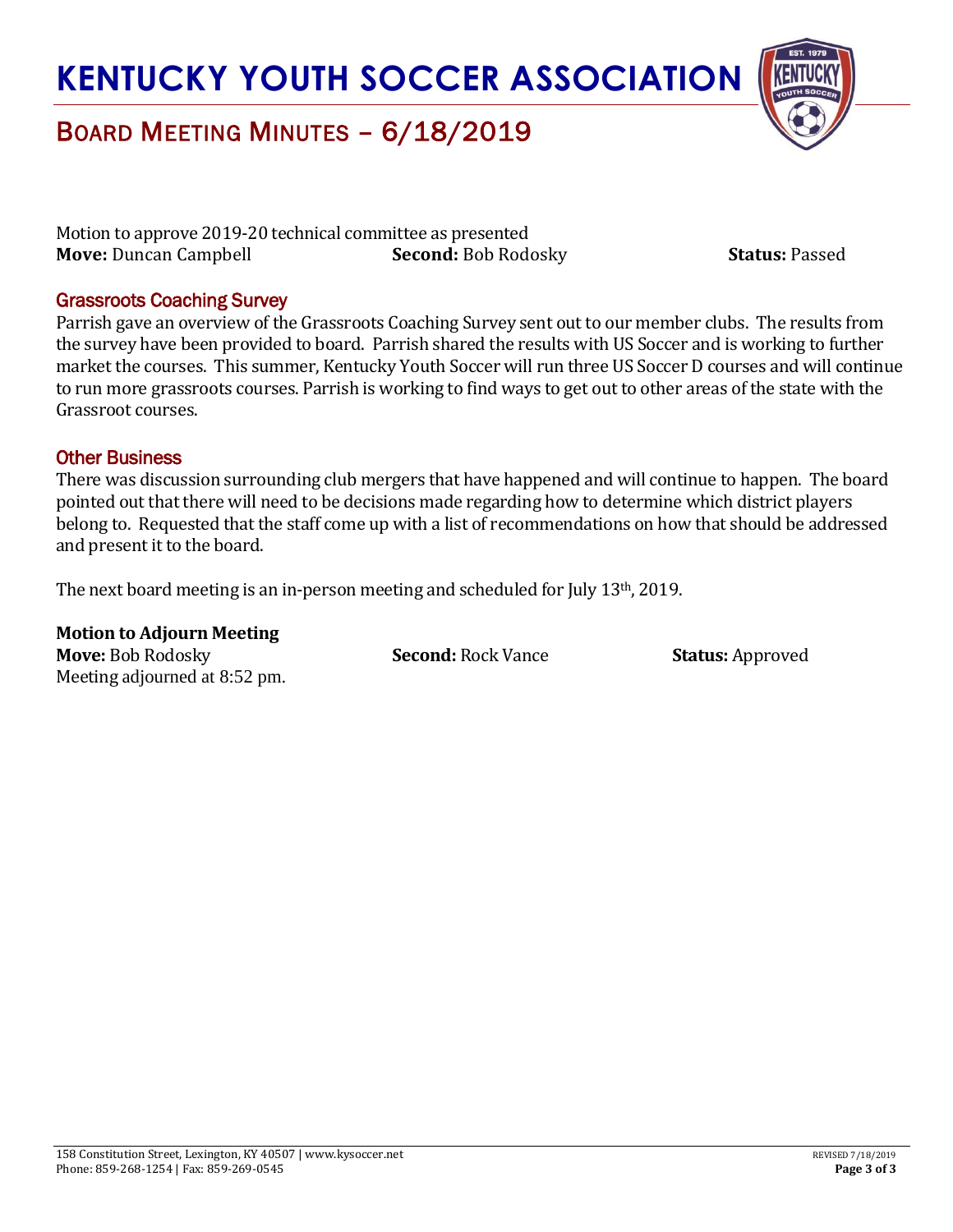Motion to approve 2019-20 technical committee as presented
**Move:** Duncan Campbell **Second:** Bob Rodosky **Status:** Passed

## Grassroots Coaching Survey

Parrish gave an overview of the Grassroots Coaching Survey sent out to our member clubs. The results from the survey have been provided to board. Parrish shared the results with US Soccer and is working to further market the courses. This summer, Kentucky Youth Soccer will run three US Soccer D courses and will continue to run more grassroots courses. Parrish is working to find ways to get out to other areas of the state with the Grassroot courses.

## Other Business

There was discussion surrounding club mergers that have happened and will continue to happen. The board pointed out that there will need to be decisions made regarding how to determine which district players belong to. Requested that the staff come up with a list of recommendations on how that should be addressed and present it to the board.

The next board meeting is an in-person meeting and scheduled for July 13th, 2019.

**Motion to Adjourn Meeting**
**Move:** Bob Rodosky **Second:** Rock Vance **Status:** Approved
Meeting adjourned at 8:52 pm.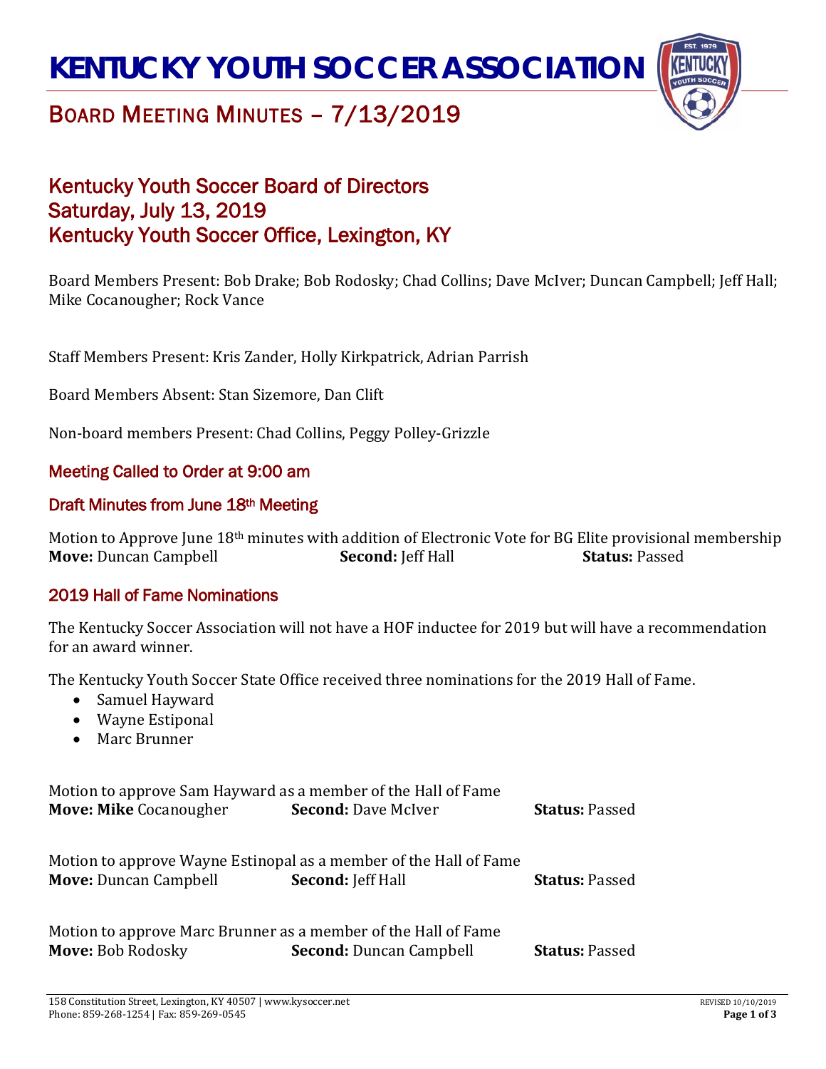# KENTUCKY YOUTH SOCCER ASSOCIATION

## BOARD MEETING MINUTES – 7/13/2019

## Kentucky Youth Soccer Board of Directors
## Saturday, July 13, 2019
## Kentucky Youth Soccer Office, Lexington, KY

Board Members Present: Bob Drake; Bob Rodosky; Chad Collins; Dave McIver; Duncan Campbell; Jeff Hall; Mike Cocanougher; Rock Vance

Staff Members Present: Kris Zander, Holly Kirkpatrick, Adrian Parrish

Board Members Absent: Stan Sizemore, Dan Clift

Non-board members Present: Chad Collins, Peggy Polley-Grizzle

### Meeting Called to Order at 9:00 am

### Draft Minutes from June 18th Meeting

Motion to Approve June 18th minutes with addition of Electronic Vote for BG Elite provisional membership
**Move:** Duncan Campbell **Second:** Jeff Hall **Status:** Passed

### 2019 Hall of Fame Nominations

The Kentucky Soccer Association will not have a HOF inductee for 2019 but will have a recommendation for an award winner.

The Kentucky Youth Soccer State Office received three nominations for the 2019 Hall of Fame.

- Samuel Hayward
- Wayne Estiponal
- Marc Brunner

Motion to approve Sam Hayward as a member of the Hall of Fame
**Move: Mike** Cocanougher **Second:** Dave McIver **Status:** Passed

Motion to approve Wayne Estinopal as a member of the Hall of Fame
**Move:** Duncan Campbell **Second:** Jeff Hall **Status:** Passed

Motion to approve Marc Brunner as a member of the Hall of Fame
**Move:** Bob Rodosky **Second:** Duncan Campbell **Status:** Passed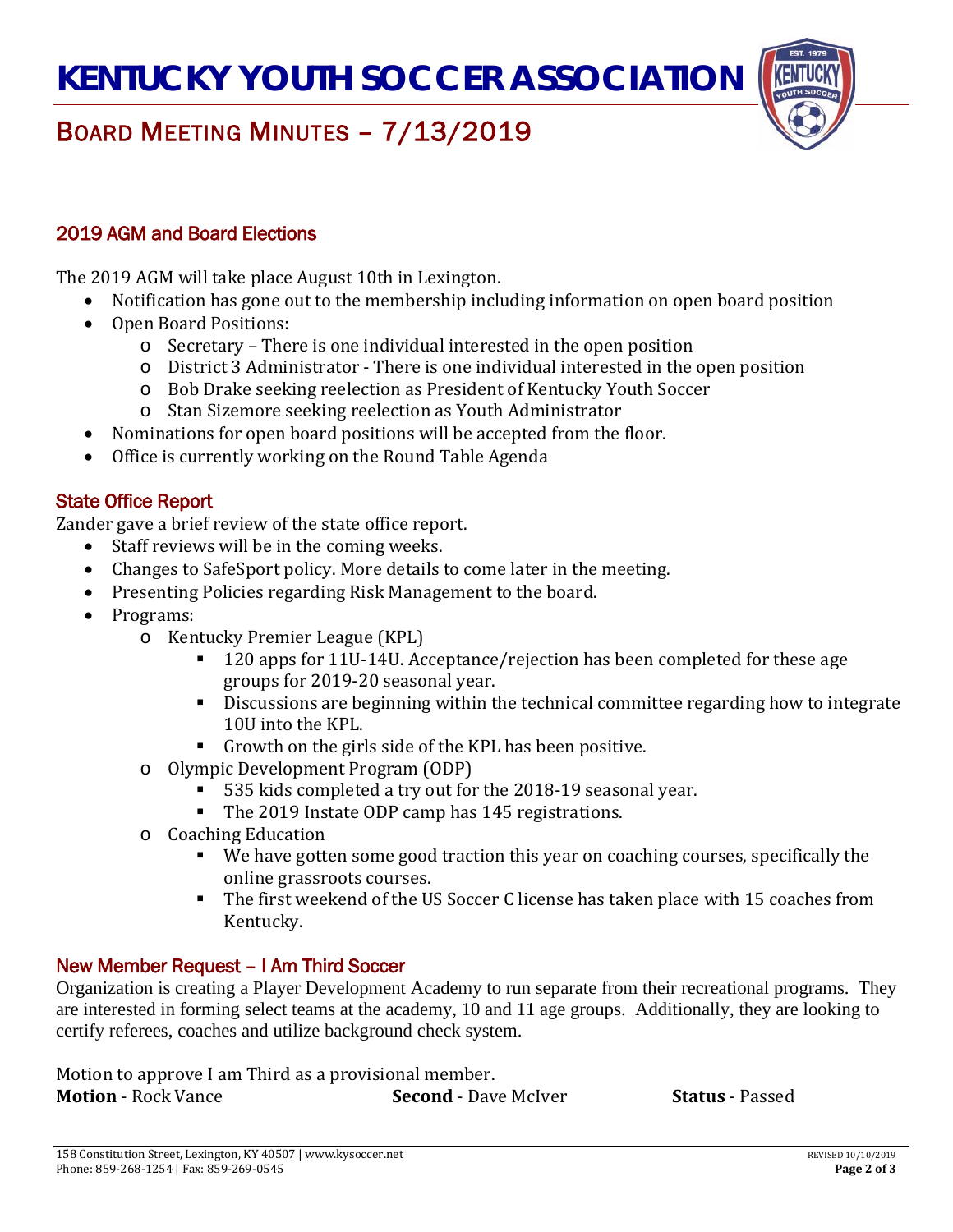# KENTUCKY YOUTH SOCCER ASSOCIATION

## BOARD MEETING MINUTES – 7/13/2019

### 2019 AGM and Board Elections

The 2019 AGM will take place August 10th in Lexington.

- Notification has gone out to the membership including information on open board position
- Open Board Positions:
  - Secretary – There is one individual interested in the open position
  - District 3 Administrator - There is one individual interested in the open position
  - Bob Drake seeking reelection as President of Kentucky Youth Soccer
  - Stan Sizemore seeking reelection as Youth Administrator
- Nominations for open board positions will be accepted from the floor.
- Office is currently working on the Round Table Agenda

### State Office Report

Zander gave a brief review of the state office report.

- Staff reviews will be in the coming weeks.
- Changes to SafeSport policy. More details to come later in the meeting.
- Presenting Policies regarding Risk Management to the board.
- Programs:
  - Kentucky Premier League (KPL)
    - 120 apps for 11U-14U. Acceptance/rejection has been completed for these age groups for 2019-20 seasonal year.
    - Discussions are beginning within the technical committee regarding how to integrate 10U into the KPL.
    - Growth on the girls side of the KPL has been positive.
  - Olympic Development Program (ODP)
    - 535 kids completed a try out for the 2018-19 seasonal year.
    - The 2019 Instate ODP camp has 145 registrations.
  - Coaching Education
    - We have gotten some good traction this year on coaching courses, specifically the online grassroots courses.
    - The first weekend of the US Soccer C license has taken place with 15 coaches from Kentucky.

### New Member Request – I Am Third Soccer

Organization is creating a Player Development Academy to run separate from their recreational programs. They are interested in forming select teams at the academy, 10 and 11 age groups. Additionally, they are looking to certify referees, coaches and utilize background check system.

Motion to approve I am Third as a provisional member.

**Motion** - Rock Vance **Second** - Dave McIver **Status** - Passed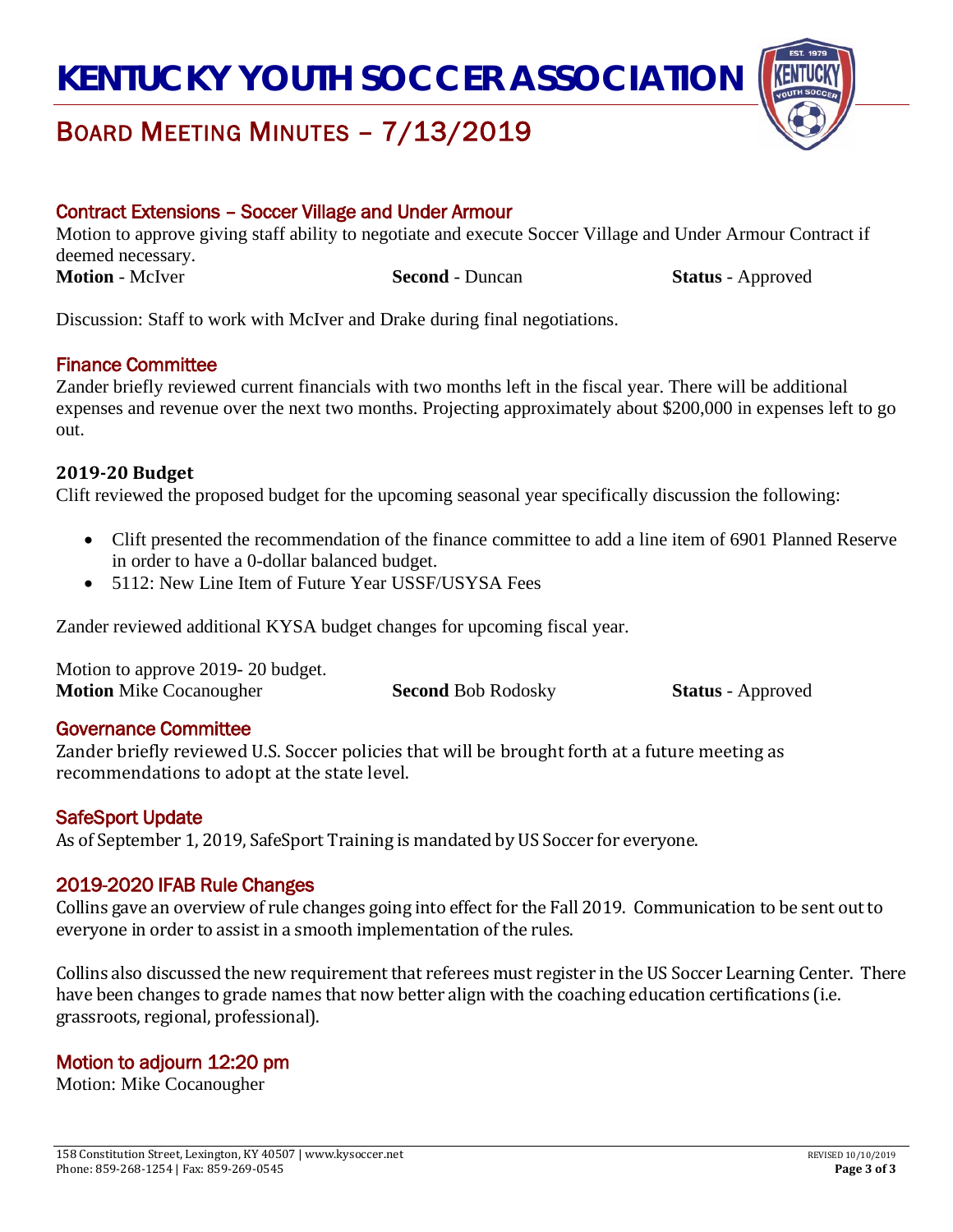# KENTUCKY YOUTH SOCCER ASSOCIATION

## BOARD MEETING MINUTES – 7/13/2019

### Contract Extensions – Soccer Village and Under Armour

Motion to approve giving staff ability to negotiate and execute Soccer Village and Under Armour Contract if deemed necessary.

**Motion** - McIver **Second** - Duncan **Status** - Approved

Discussion: Staff to work with McIver and Drake during final negotiations.

### Finance Committee

Zander briefly reviewed current financials with two months left in the fiscal year. There will be additional expenses and revenue over the next two months. Projecting approximately about $200,000 in expenses left to go out.

#### 2019-20 Budget

Clift reviewed the proposed budget for the upcoming seasonal year specifically discussion the following:

- Clift presented the recommendation of the finance committee to add a line item of 6901 Planned Reserve in order to have a 0-dollar balanced budget.
- 5112: New Line Item of Future Year USSF/USYSA Fees

Zander reviewed additional KYSA budget changes for upcoming fiscal year.

Motion to approve 2019- 20 budget.

**Motion** Mike Cocanougher **Second** Bob Rodosky **Status** - Approved

### Governance Committee

Zander briefly reviewed U.S. Soccer policies that will be brought forth at a future meeting as recommendations to adopt at the state level.

### SafeSport Update

As of September 1, 2019, SafeSport Training is mandated by US Soccer for everyone.

### 2019-2020 IFAB Rule Changes

Collins gave an overview of rule changes going into effect for the Fall 2019. Communication to be sent out to everyone in order to assist in a smooth implementation of the rules.

Collins also discussed the new requirement that referees must register in the US Soccer Learning Center. There have been changes to grade names that now better align with the coaching education certifications (i.e. grassroots, regional, professional).

### Motion to adjourn 12:20 pm

Motion: Mike Cocanougher

158 Constitution Street, Lexington, KY 40507 | www.kysoccer.net
Phone: 859-268-1254 | Fax: 859-269-0545

REVISED 10/10/2019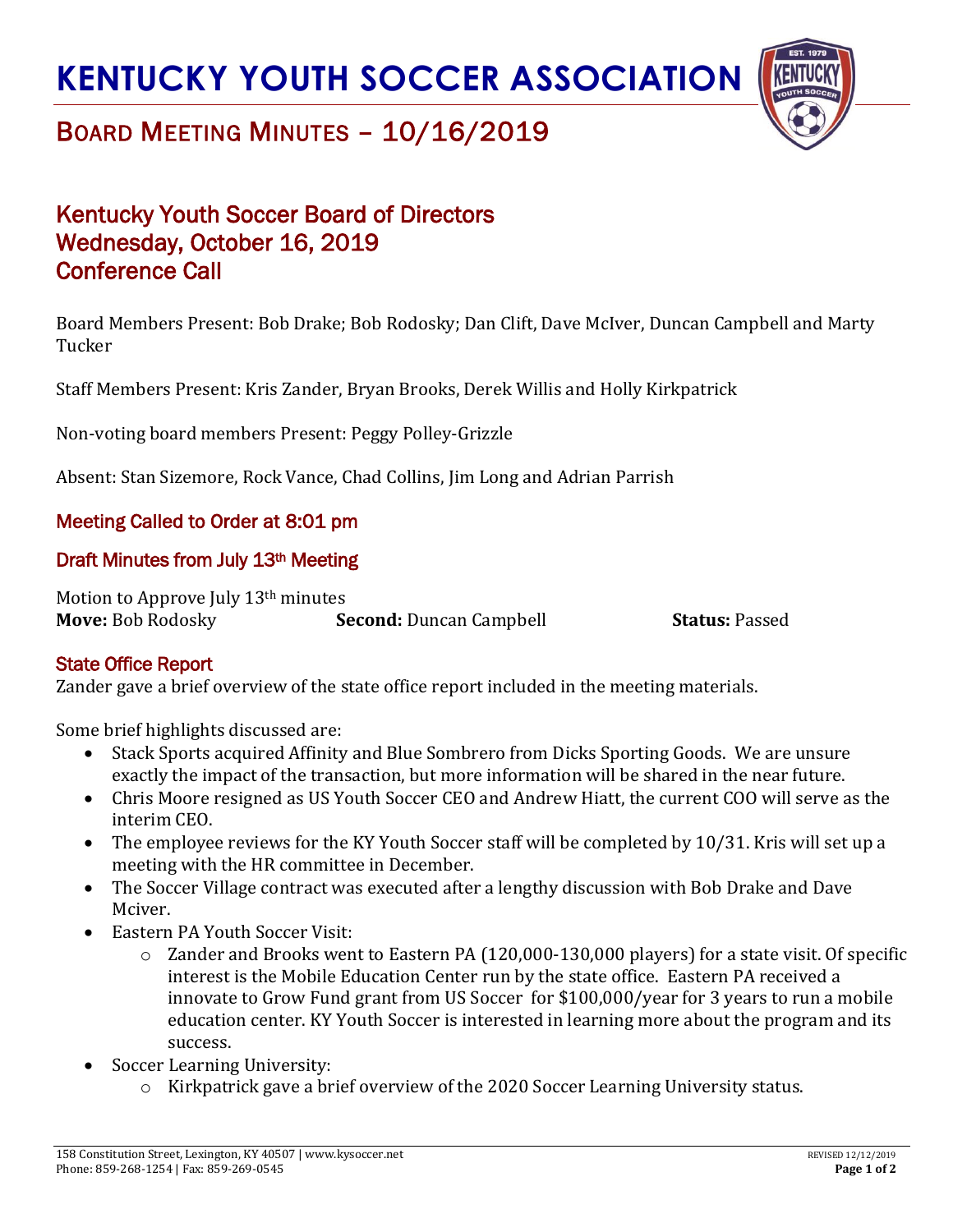# KENTUCKY YOUTH SOCCER ASSOCIATION

## BOARD MEETING MINUTES – 10/16/2019

## Kentucky Youth Soccer Board of Directors
## Wednesday, October 16, 2019
## Conference Call

Board Members Present: Bob Drake; Bob Rodosky; Dan Clift, Dave McIver, Duncan Campbell and Marty Tucker

Staff Members Present: Kris Zander, Bryan Brooks, Derek Willis and Holly Kirkpatrick

Non-voting board members Present: Peggy Polley-Grizzle

Absent: Stan Sizemore, Rock Vance, Chad Collins, Jim Long and Adrian Parrish

### Meeting Called to Order at 8:01 pm

### Draft Minutes from July 13th Meeting

Motion to Approve July 13th minutes

| **Move:** Bob Rodosky | **Second:** Duncan Campbell | **Status:** Passed |
| --- | --- | --- |

### State Office Report

Zander gave a brief overview of the state office report included in the meeting materials.

Some brief highlights discussed are:

- Stack Sports acquired Affinity and Blue Sombrero from Dicks Sporting Goods. We are unsure exactly the impact of the transaction, but more information will be shared in the near future.
- Chris Moore resigned as US Youth Soccer CEO and Andrew Hiatt, the current COO will serve as the interim CEO.
- The employee reviews for the KY Youth Soccer staff will be completed by 10/31. Kris will set up a meeting with the HR committee in December.
- The Soccer Village contract was executed after a lengthy discussion with Bob Drake and Dave Mciver.
- Eastern PA Youth Soccer Visit:
  - Zander and Brooks went to Eastern PA (120,000-130,000 players) for a state visit. Of specific interest is the Mobile Education Center run by the state office. Eastern PA received a innovate to Grow Fund grant from US Soccer for $100,000/year for 3 years to run a mobile education center. KY Youth Soccer is interested in learning more about the program and its success.
- Soccer Learning University:
  - Kirkpatrick gave a brief overview of the 2020 Soccer Learning University status.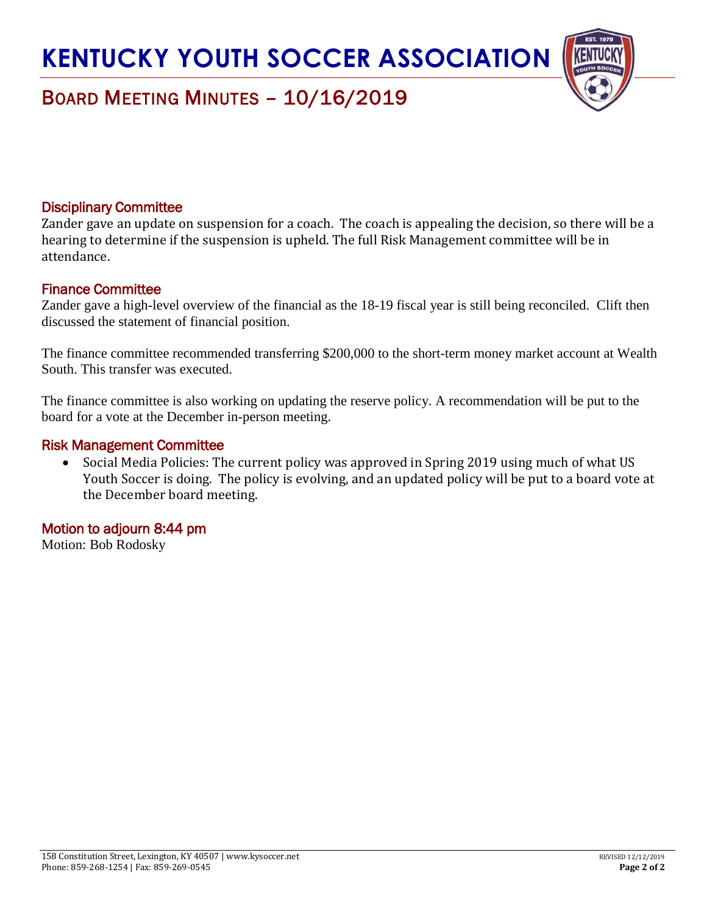# KENTUCKY YOUTH SOCCER ASSOCIATION

## BOARD MEETING MINUTES – 10/16/2019

### Disciplinary Committee

Zander gave an update on suspension for a coach. The coach is appealing the decision, so there will be a hearing to determine if the suspension is upheld. The full Risk Management committee will be in attendance.

### Finance Committee

Zander gave a high-level overview of the financial as the 18-19 fiscal year is still being reconciled. Clift then discussed the statement of financial position.

The finance committee recommended transferring $200,000 to the short-term money market account at Wealth South. This transfer was executed.

The finance committee is also working on updating the reserve policy. A recommendation will be put to the board for a vote at the December in-person meeting.

### Risk Management Committee

- Social Media Policies: The current policy was approved in Spring 2019 using much of what US Youth Soccer is doing. The policy is evolving, and an updated policy will be put to a board vote at the December board meeting.

### Motion to adjourn 8:44 pm

Motion: Bob Rodosky

158 Constitution Street, Lexington, KY 40507 | www.kysoccer.net
Phone: 859-268-1254 | Fax: 859-269-0545

REVISED 12/12/2019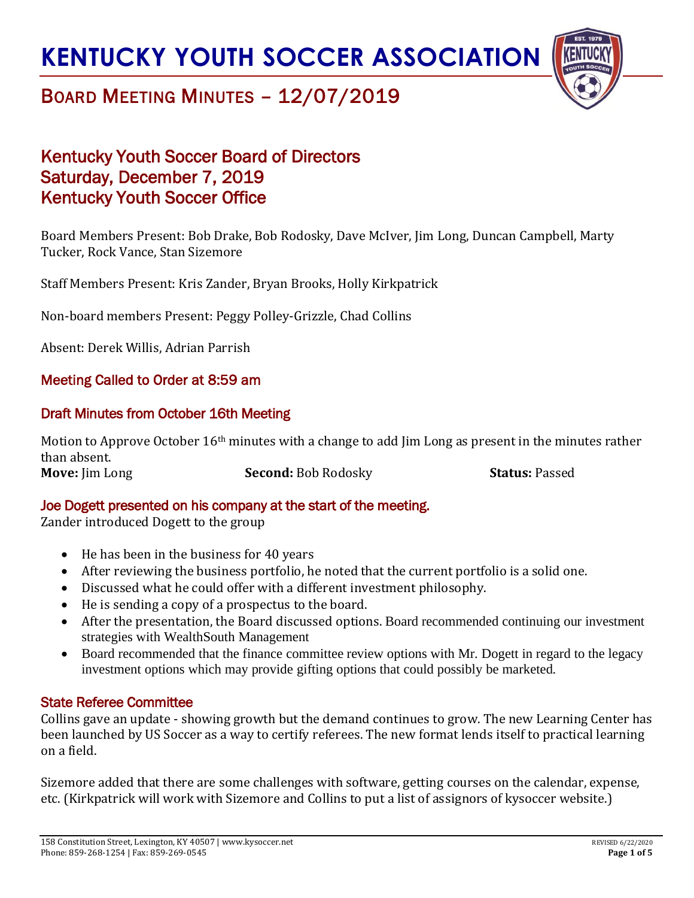# KENTUCKY YOUTH SOCCER ASSOCIATION

## BOARD MEETING MINUTES – 12/07/2019

## Kentucky Youth Soccer Board of Directors
## Saturday, December 7, 2019
## Kentucky Youth Soccer Office

Board Members Present: Bob Drake, Bob Rodosky, Dave McIver, Jim Long, Duncan Campbell, Marty Tucker, Rock Vance, Stan Sizemore

Staff Members Present: Kris Zander, Bryan Brooks, Holly Kirkpatrick

Non-board members Present: Peggy Polley-Grizzle, Chad Collins

Absent: Derek Willis, Adrian Parrish

### Meeting Called to Order at 8:59 am

### Draft Minutes from October 16th Meeting

Motion to Approve October 16th minutes with a change to add Jim Long as present in the minutes rather than absent.

**Move:** Jim Long **Second:** Bob Rodosky **Status:** Passed

### Joe Dogett presented on his company at the start of the meeting.

Zander introduced Dogett to the group

- He has been in the business for 40 years
- After reviewing the business portfolio, he noted that the current portfolio is a solid one.
- Discussed what he could offer with a different investment philosophy.
- He is sending a copy of a prospectus to the board.
- After the presentation, the Board discussed options. Board recommended continuing our investment strategies with WealthSouth Management
- Board recommended that the finance committee review options with Mr. Dogett in regard to the legacy investment options which may provide gifting options that could possibly be marketed.

### State Referee Committee

Collins gave an update - showing growth but the demand continues to grow. The new Learning Center has been launched by US Soccer as a way to certify referees. The new format lends itself to practical learning on a field.

Sizemore added that there are some challenges with software, getting courses on the calendar, expense, etc. (Kirkpatrick will work with Sizemore and Collins to put a list of assignors of kysoccer website.)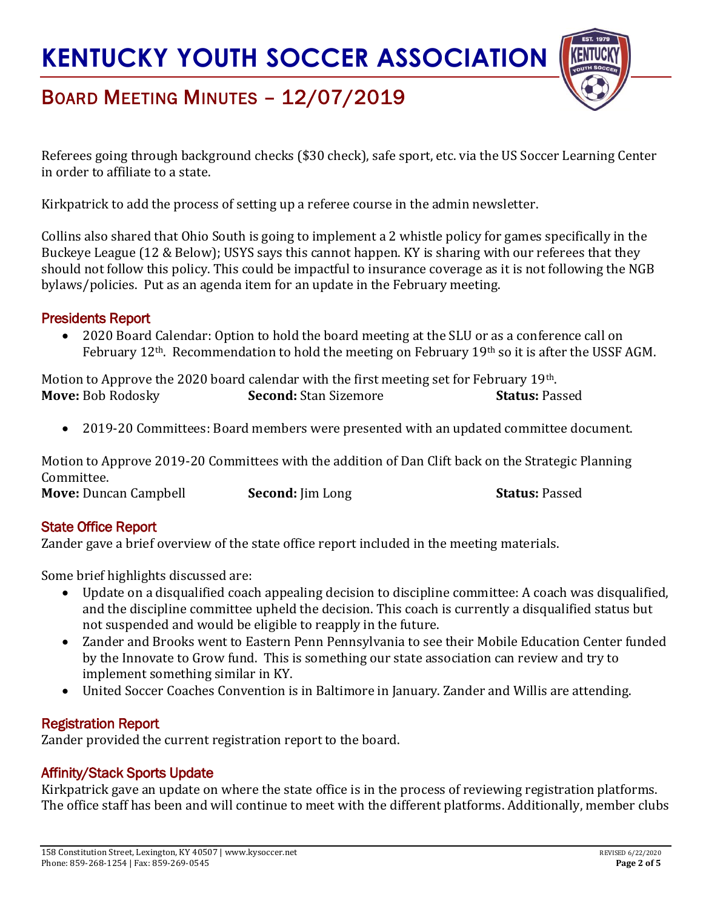Referees going through background checks ($30 check), safe sport, etc. via the US Soccer Learning Center in order to affiliate to a state.

Kirkpatrick to add the process of setting up a referee course in the admin newsletter.

Collins also shared that Ohio South is going to implement a 2 whistle policy for games specifically in the Buckeye League (12 & Below); USYS says this cannot happen. KY is sharing with our referees that they should not follow this policy. This could be impactful to insurance coverage as it is not following the NGB bylaws/policies. Put as an agenda item for an update in the February meeting.

## Presidents Report

- 2020 Board Calendar: Option to hold the board meeting at the SLU or as a conference call on February 12th. Recommendation to hold the meeting on February 19th so it is after the USSF AGM.

Motion to Approve the 2020 board calendar with the first meeting set for February 19th.
**Move:** Bob Rodosky **Second:** Stan Sizemore **Status:** Passed

- 2019-20 Committees: Board members were presented with an updated committee document.

Motion to Approve 2019-20 Committees with the addition of Dan Clift back on the Strategic Planning Committee.
**Move:** Duncan Campbell **Second:** Jim Long **Status:** Passed

## State Office Report

Zander gave a brief overview of the state office report included in the meeting materials.

Some brief highlights discussed are:

- Update on a disqualified coach appealing decision to discipline committee: A coach was disqualified, and the discipline committee upheld the decision. This coach is currently a disqualified status but not suspended and would be eligible to reapply in the future.
- Zander and Brooks went to Eastern Penn Pennsylvania to see their Mobile Education Center funded by the Innovate to Grow fund. This is something our state association can review and try to implement something similar in KY.
- United Soccer Coaches Convention is in Baltimore in January. Zander and Willis are attending.

## Registration Report

Zander provided the current registration report to the board.

## Affinity/Stack Sports Update

Kirkpatrick gave an update on where the state office is in the process of reviewing registration platforms. The office staff has been and will continue to meet with the different platforms. Additionally, member clubs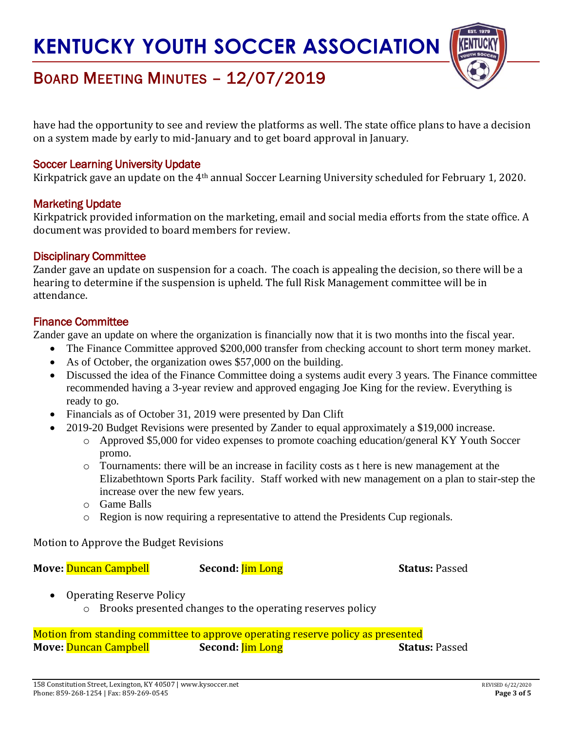have had the opportunity to see and review the platforms as well. The state office plans to have a decision on a system made by early to mid-January and to get board approval in January.

### Soccer Learning University Update

Kirkpatrick gave an update on the 4th annual Soccer Learning University scheduled for February 1, 2020.

### Marketing Update

Kirkpatrick provided information on the marketing, email and social media efforts from the state office. A document was provided to board members for review.

### Disciplinary Committee

Zander gave an update on suspension for a coach. The coach is appealing the decision, so there will be a hearing to determine if the suspension is upheld. The full Risk Management committee will be in attendance.

### Finance Committee

Zander gave an update on where the organization is financially now that it is two months into the fiscal year.

- The Finance Committee approved $200,000 transfer from checking account to short term money market.
- As of October, the organization owes $57,000 on the building.
- Discussed the idea of the Finance Committee doing a systems audit every 3 years. The Finance committee recommended having a 3-year review and approved engaging Joe King for the review. Everything is ready to go.
- Financials as of October 31, 2019 were presented by Dan Clift
- 2019-20 Budget Revisions were presented by Zander to equal approximately a $19,000 increase.
    - Approved $5,000 for video expenses to promote coaching education/general KY Youth Soccer promo.
    - Tournaments: there will be an increase in facility costs as t here is new management at the Elizabethtown Sports Park facility. Staff worked with new management on a plan to stair-step the increase over the new few years.
    - Game Balls
    - Region is now requiring a representative to attend the Presidents Cup regionals.

Motion to Approve the Budget Revisions

**Move:** Duncan Campbell **Second:** Jim Long **Status:** Passed

- Operating Reserve Policy
    - Brooks presented changes to the operating reserves policy

Motion from standing committee to approve operating reserve policy as presented
**Move:** Duncan Campbell **Second:** Jim Long **Status:** Passed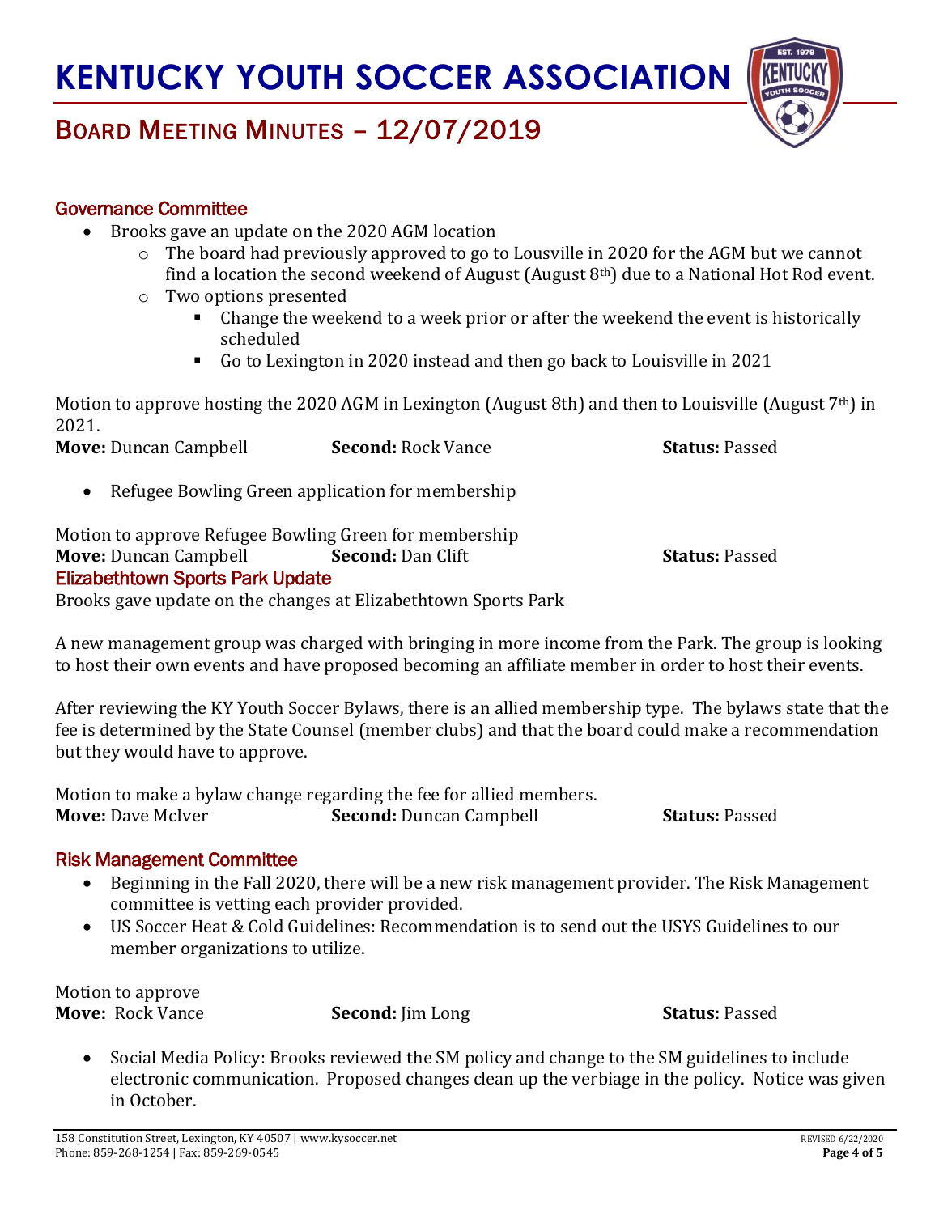## Governance Committee

- Brooks gave an update on the 2020 AGM location
  - The board had previously approved to go to Lousville in 2020 for the AGM but we cannot find a location the second weekend of August (August 8th) due to a National Hot Rod event.
  - Two options presented
    - Change the weekend to a week prior or after the weekend the event is historically scheduled
    - Go to Lexington in 2020 instead and then go back to Louisville in 2021

Motion to approve hosting the 2020 AGM in Lexington (August 8th) and then to Louisville (August 7th) in 2021.

**Move:** Duncan Campbell **Second:** Rock Vance **Status:** Passed

- Refugee Bowling Green application for membership

Motion to approve Refugee Bowling Green for membership

**Move:** Duncan Campbell **Second:** Dan Clift **Status:** Passed

## Elizabethtown Sports Park Update

Brooks gave update on the changes at Elizabethtown Sports Park

A new management group was charged with bringing in more income from the Park. The group is looking to host their own events and have proposed becoming an affiliate member in order to host their events.

After reviewing the KY Youth Soccer Bylaws, there is an allied membership type. The bylaws state that the fee is determined by the State Counsel (member clubs) and that the board could make a recommendation but they would have to approve.

Motion to make a bylaw change regarding the fee for allied members.

**Move:** Dave McIver **Second:** Duncan Campbell **Status:** Passed

## Risk Management Committee

- Beginning in the Fall 2020, there will be a new risk management provider. The Risk Management committee is vetting each provider provided.
- US Soccer Heat & Cold Guidelines: Recommendation is to send out the USYS Guidelines to our member organizations to utilize.

Motion to approve

**Move:** Rock Vance **Second:** Jim Long **Status:** Passed

- Social Media Policy: Brooks reviewed the SM policy and change to the SM guidelines to include electronic communication. Proposed changes clean up the verbiage in the policy. Notice was given in October.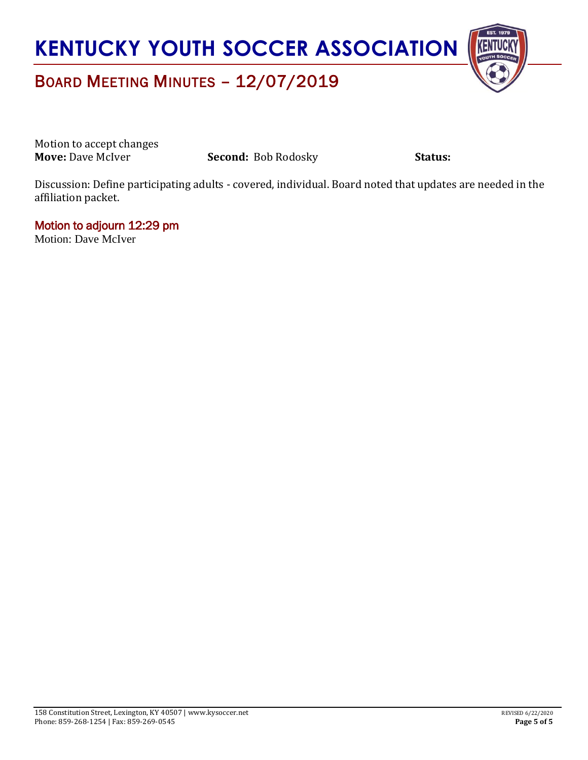Motion to accept changes
**Move:** Dave McIver **Second:** Bob Rodosky **Status:**

Discussion: Define participating adults - covered, individual. Board noted that updates are needed in the affiliation packet.

### Motion to adjourn 12:29 pm

Motion: Dave McIver